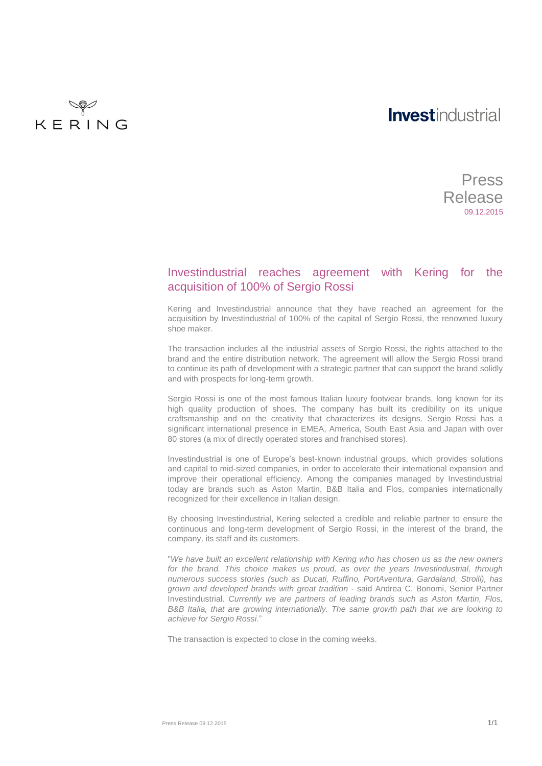KERING

**Invest**industrial

Press Release
09.12.2015

## Investindustrial reaches agreement with Kering for the acquisition of 100% of Sergio Rossi

Kering and Investindustrial announce that they have reached an agreement for the acquisition by Investindustrial of 100% of the capital of Sergio Rossi, the renowned luxury shoe maker.

The transaction includes all the industrial assets of Sergio Rossi, the rights attached to the brand and the entire distribution network. The agreement will allow the Sergio Rossi brand to continue its path of development with a strategic partner that can support the brand solidly and with prospects for long-term growth.

Sergio Rossi is one of the most famous Italian luxury footwear brands, long known for its high quality production of shoes. The company has built its credibility on its unique craftsmanship and on the creativity that characterizes its designs. Sergio Rossi has a significant international presence in EMEA, America, South East Asia and Japan with over 80 stores (a mix of directly operated stores and franchised stores).

Investindustrial is one of Europe's best-known industrial groups, which provides solutions and capital to mid-sized companies, in order to accelerate their international expansion and improve their operational efficiency. Among the companies managed by Investindustrial today are brands such as Aston Martin, B&B Italia and Flos, companies internationally recognized for their excellence in Italian design.

By choosing Investindustrial, Kering selected a credible and reliable partner to ensure the continuous and long-term development of Sergio Rossi, in the interest of the brand, the company, its staff and its customers.

"*We have built an excellent relationship with Kering who has chosen us as the new owners for the brand. This choice makes us proud, as over the years Investindustrial, through numerous success stories (such as Ducati, Ruffino, PortAventura, Gardaland, Stroili), has grown and developed brands with great tradition* - said Andrea C. Bonomi, Senior Partner Investindustrial. *Currently we are partners of leading brands such as Aston Martin, Flos, B&B Italia, that are growing internationally. The same growth path that we are looking to achieve for Sergio Rossi*."

The transaction is expected to close in the coming weeks.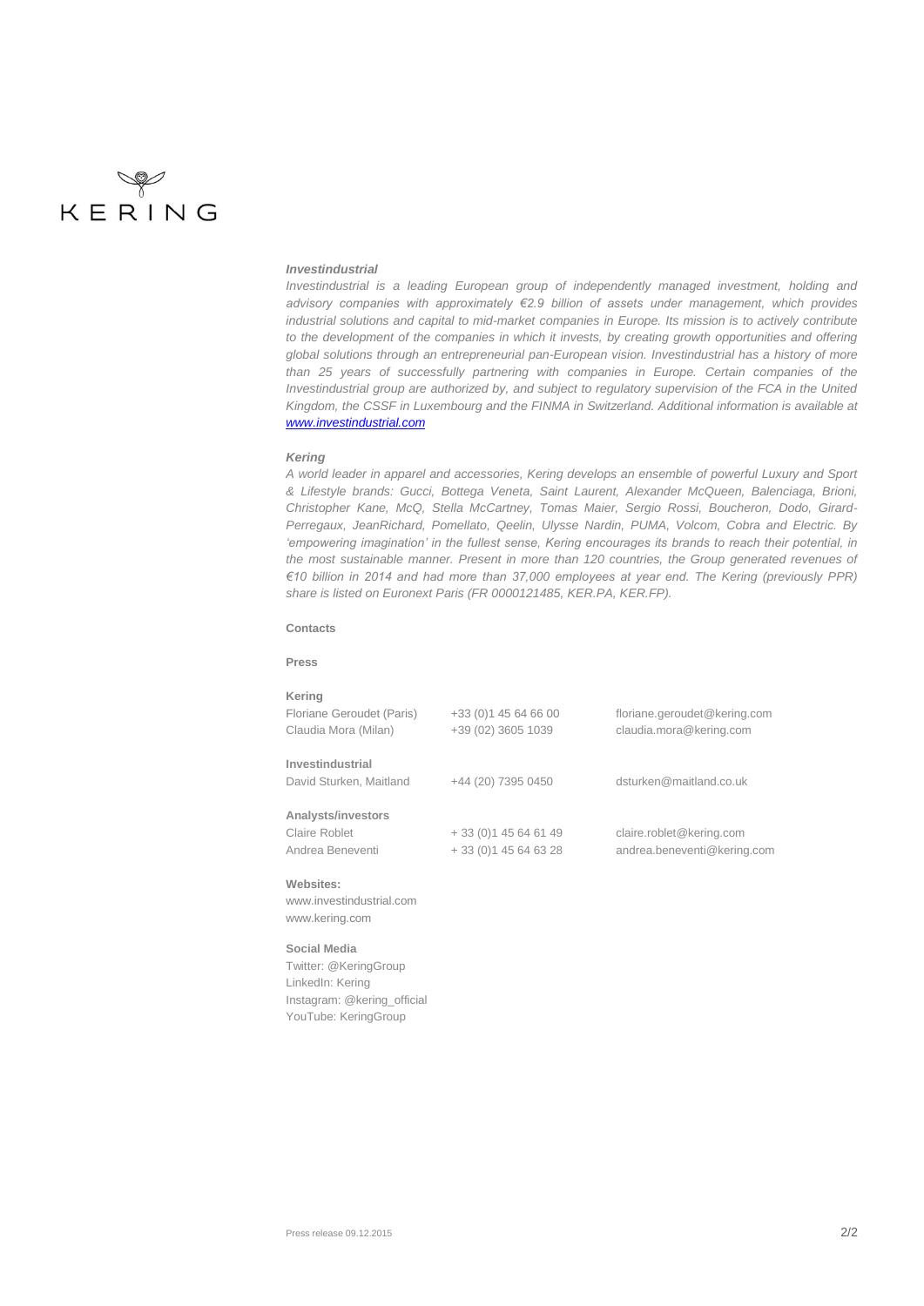***Investindustrial***

*Investindustrial is a leading European group of independently managed investment, holding and advisory companies with approximately €2.9 billion of assets under management, which provides industrial solutions and capital to mid-market companies in Europe. Its mission is to actively contribute to the development of the companies in which it invests, by creating growth opportunities and offering global solutions through an entrepreneurial pan-European vision. Investindustrial has a history of more than 25 years of successfully partnering with companies in Europe. Certain companies of the Investindustrial group are authorized by, and subject to regulatory supervision of the FCA in the United Kingdom, the CSSF in Luxembourg and the FINMA in Switzerland. Additional information is available at [www.investindustrial.com](http://www.investindustrial.com)*

***Kering***

*A world leader in apparel and accessories, Kering develops an ensemble of powerful Luxury and Sport & Lifestyle brands: Gucci, Bottega Veneta, Saint Laurent, Alexander McQueen, Balenciaga, Brioni, Christopher Kane, McQ, Stella McCartney, Tomas Maier, Sergio Rossi, Boucheron, Dodo, Girard-Perregaux, JeanRichard, Pomellato, Qeelin, Ulysse Nardin, PUMA, Volcom, Cobra and Electric. By 'empowering imagination' in the fullest sense, Kering encourages its brands to reach their potential, in the most sustainable manner. Present in more than 120 countries, the Group generated revenues of €10 billion in 2014 and had more than 37,000 employees at year end. The Kering (previously PPR) share is listed on Euronext Paris (FR 0000121485, KER.PA, KER.FP).*

**Contacts**

**Press**

| | | |
|---|---|---|
| **Kering** | | |
| Floriane Geroudet (Paris) | +33 (0)1 45 64 66 00 | floriane.geroudet@kering.com |
| Claudia Mora (Milan) | +39 (02) 3605 1039 | claudia.mora@kering.com |
| **Investindustrial** | | |
| David Sturken, Maitland | +44 (20) 7395 0450 | dsturken@maitland.co.uk |
| **Analysts/investors** | | |
| Claire Roblet | + 33 (0)1 45 64 61 49 | claire.roblet@kering.com |
| Andrea Beneventi | + 33 (0)1 45 64 63 28 | andrea.beneventi@kering.com |

**Websites:**
www.investindustrial.com
www.kering.com

**Social Media**
Twitter: @KeringGroup
LinkedIn: Kering
Instagram: @kering_official
YouTube: KeringGroup

Press release 09.12.2015